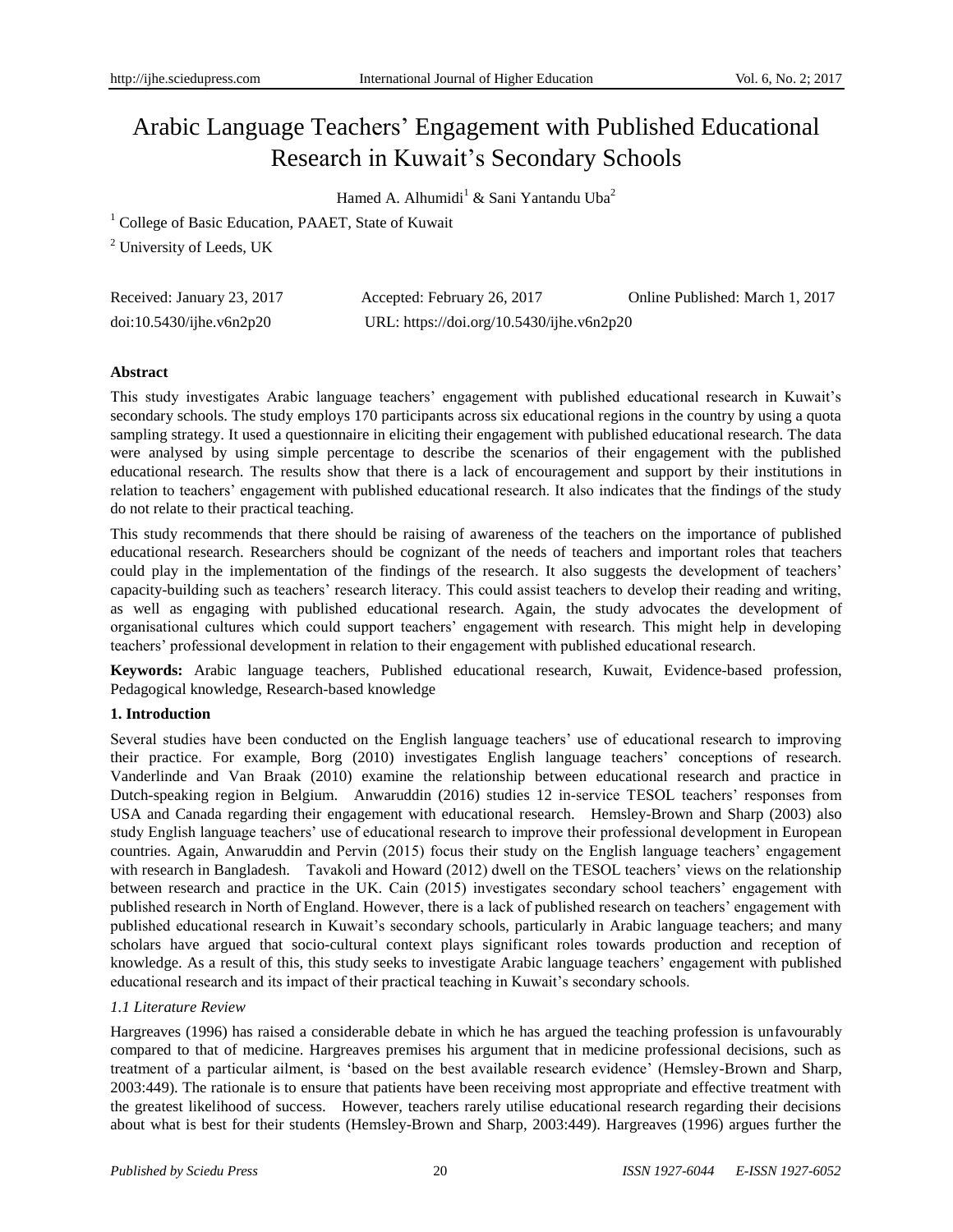# Arabic Language Teachers' Engagement with Published Educational Research in Kuwait's Secondary Schools

Hamed A. Alhumidi[1] & Sani Yantandu Uba[2]

[1] College of Basic Education, PAAET, State of Kuwait

[2] University of Leeds, UK

Received: January 23, 2017 Accepted: February 26, 2017 Online Published: March 1, 2017

doi:10.5430/ijhe.v6n2p20 URL: https://doi.org/10.5430/ijhe.v6n2p20

## Abstract

This study investigates Arabic language teachers' engagement with published educational research in Kuwait's secondary schools. The study employs 170 participants across six educational regions in the country by using a quota sampling strategy. It used a questionnaire in eliciting their engagement with published educational research. The data were analysed by using simple percentage to describe the scenarios of their engagement with the published educational research. The results show that there is a lack of encouragement and support by their institutions in relation to teachers' engagement with published educational research. It also indicates that the findings of the study do not relate to their practical teaching.

This study recommends that there should be raising of awareness of the teachers on the importance of published educational research. Researchers should be cognizant of the needs of teachers and important roles that teachers could play in the implementation of the findings of the research. It also suggests the development of teachers' capacity-building such as teachers' research literacy. This could assist teachers to develop their reading and writing, as well as engaging with published educational research. Again, the study advocates the development of organisational cultures which could support teachers' engagement with research. This might help in developing teachers' professional development in relation to their engagement with published educational research.

**Keywords:** Arabic language teachers, Published educational research, Kuwait, Evidence-based profession, Pedagogical knowledge, Research-based knowledge

## 1. Introduction

Several studies have been conducted on the English language teachers' use of educational research to improving their practice. For example, Borg (2010) investigates English language teachers' conceptions of research. Vanderlinde and Van Braak (2010) examine the relationship between educational research and practice in Dutch-speaking region in Belgium. Anwaruddin (2016) studies 12 in-service TESOL teachers' responses from USA and Canada regarding their engagement with educational research. Hemsley-Brown and Sharp (2003) also study English language teachers' use of educational research to improve their professional development in European countries. Again, Anwaruddin and Pervin (2015) focus their study on the English language teachers' engagement with research in Bangladesh. Tavakoli and Howard (2012) dwell on the TESOL teachers' views on the relationship between research and practice in the UK. Cain (2015) investigates secondary school teachers' engagement with published research in North of England. However, there is a lack of published research on teachers' engagement with published educational research in Kuwait's secondary schools, particularly in Arabic language teachers; and many scholars have argued that socio-cultural context plays significant roles towards production and reception of knowledge. As a result of this, this study seeks to investigate Arabic language teachers' engagement with published educational research and its impact of their practical teaching in Kuwait's secondary schools.

### *1.1 Literature Review*

Hargreaves (1996) has raised a considerable debate in which he has argued the teaching profession is unfavourably compared to that of medicine. Hargreaves premises his argument that in medicine professional decisions, such as treatment of a particular ailment, is 'based on the best available research evidence' (Hemsley-Brown and Sharp, 2003:449). The rationale is to ensure that patients have been receiving most appropriate and effective treatment with the greatest likelihood of success. However, teachers rarely utilise educational research regarding their decisions about what is best for their students (Hemsley-Brown and Sharp, 2003:449). Hargreaves (1996) argues further the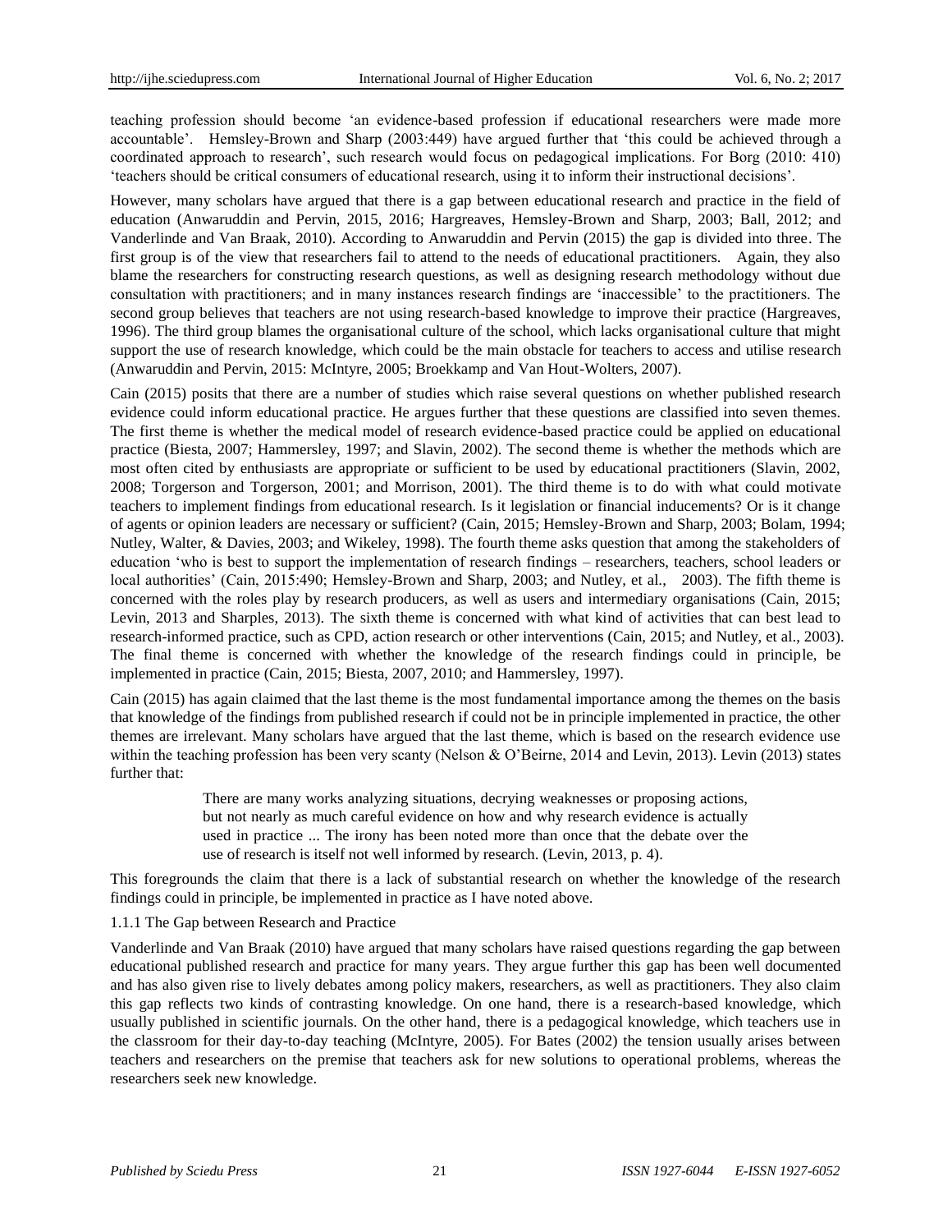teaching profession should become 'an evidence-based profession if educational researchers were made more accountable'. Hemsley-Brown and Sharp (2003:449) have argued further that 'this could be achieved through a coordinated approach to research', such research would focus on pedagogical implications. For Borg (2010: 410) 'teachers should be critical consumers of educational research, using it to inform their instructional decisions'.

However, many scholars have argued that there is a gap between educational research and practice in the field of education (Anwaruddin and Pervin, 2015, 2016; Hargreaves, Hemsley-Brown and Sharp, 2003; Ball, 2012; and Vanderlinde and Van Braak, 2010). According to Anwaruddin and Pervin (2015) the gap is divided into three. The first group is of the view that researchers fail to attend to the needs of educational practitioners. Again, they also blame the researchers for constructing research questions, as well as designing research methodology without due consultation with practitioners; and in many instances research findings are 'inaccessible' to the practitioners. The second group believes that teachers are not using research-based knowledge to improve their practice (Hargreaves, 1996). The third group blames the organisational culture of the school, which lacks organisational culture that might support the use of research knowledge, which could be the main obstacle for teachers to access and utilise research (Anwaruddin and Pervin, 2015: McIntyre, 2005; Broekkamp and Van Hout-Wolters, 2007).

Cain (2015) posits that there are a number of studies which raise several questions on whether published research evidence could inform educational practice. He argues further that these questions are classified into seven themes. The first theme is whether the medical model of research evidence-based practice could be applied on educational practice (Biesta, 2007; Hammersley, 1997; and Slavin, 2002). The second theme is whether the methods which are most often cited by enthusiasts are appropriate or sufficient to be used by educational practitioners (Slavin, 2002, 2008; Torgerson and Torgerson, 2001; and Morrison, 2001). The third theme is to do with what could motivate teachers to implement findings from educational research. Is it legislation or financial inducements? Or is it change of agents or opinion leaders are necessary or sufficient? (Cain, 2015; Hemsley-Brown and Sharp, 2003; Bolam, 1994; Nutley, Walter, & Davies, 2003; and Wikeley, 1998). The fourth theme asks question that among the stakeholders of education 'who is best to support the implementation of research findings – researchers, teachers, school leaders or local authorities' (Cain, 2015:490; Hemsley-Brown and Sharp, 2003; and Nutley, et al., 2003). The fifth theme is concerned with the roles play by research producers, as well as users and intermediary organisations (Cain, 2015; Levin, 2013 and Sharples, 2013). The sixth theme is concerned with what kind of activities that can best lead to research-informed practice, such as CPD, action research or other interventions (Cain, 2015; and Nutley, et al., 2003). The final theme is concerned with whether the knowledge of the research findings could in principle, be implemented in practice (Cain, 2015; Biesta, 2007, 2010; and Hammersley, 1997).

Cain (2015) has again claimed that the last theme is the most fundamental importance among the themes on the basis that knowledge of the findings from published research if could not be in principle implemented in practice, the other themes are irrelevant. Many scholars have argued that the last theme, which is based on the research evidence use within the teaching profession has been very scanty (Nelson & O'Beirne, 2014 and Levin, 2013). Levin (2013) states further that:

> There are many works analyzing situations, decrying weaknesses or proposing actions, but not nearly as much careful evidence on how and why research evidence is actually used in practice ... The irony has been noted more than once that the debate over the use of research is itself not well informed by research. (Levin, 2013, p. 4).

This foregrounds the claim that there is a lack of substantial research on whether the knowledge of the research findings could in principle, be implemented in practice as I have noted above.

### 1.1.1 The Gap between Research and Practice

Vanderlinde and Van Braak (2010) have argued that many scholars have raised questions regarding the gap between educational published research and practice for many years. They argue further this gap has been well documented and has also given rise to lively debates among policy makers, researchers, as well as practitioners. They also claim this gap reflects two kinds of contrasting knowledge. On one hand, there is a research-based knowledge, which usually published in scientific journals. On the other hand, there is a pedagogical knowledge, which teachers use in the classroom for their day-to-day teaching (McIntyre, 2005). For Bates (2002) the tension usually arises between teachers and researchers on the premise that teachers ask for new solutions to operational problems, whereas the researchers seek new knowledge.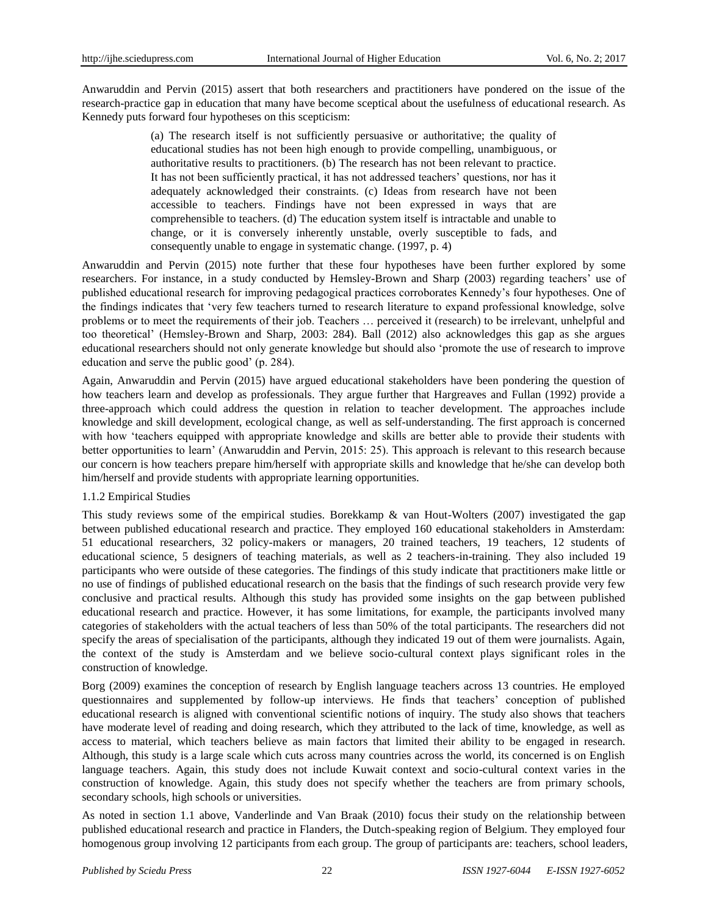Anwaruddin and Pervin (2015) assert that both researchers and practitioners have pondered on the issue of the research-practice gap in education that many have become sceptical about the usefulness of educational research. As Kennedy puts forward four hypotheses on this scepticism:

> (a) The research itself is not sufficiently persuasive or authoritative; the quality of educational studies has not been high enough to provide compelling, unambiguous, or authoritative results to practitioners. (b) The research has not been relevant to practice. It has not been sufficiently practical, it has not addressed teachers' questions, nor has it adequately acknowledged their constraints. (c) Ideas from research have not been accessible to teachers. Findings have not been expressed in ways that are comprehensible to teachers. (d) The education system itself is intractable and unable to change, or it is conversely inherently unstable, overly susceptible to fads, and consequently unable to engage in systematic change. (1997, p. 4)

Anwaruddin and Pervin (2015) note further that these four hypotheses have been further explored by some researchers. For instance, in a study conducted by Hemsley-Brown and Sharp (2003) regarding teachers' use of published educational research for improving pedagogical practices corroborates Kennedy's four hypotheses. One of the findings indicates that 'very few teachers turned to research literature to expand professional knowledge, solve problems or to meet the requirements of their job. Teachers … perceived it (research) to be irrelevant, unhelpful and too theoretical' (Hemsley-Brown and Sharp, 2003: 284). Ball (2012) also acknowledges this gap as she argues educational researchers should not only generate knowledge but should also 'promote the use of research to improve education and serve the public good' (p. 284).

Again, Anwaruddin and Pervin (2015) have argued educational stakeholders have been pondering the question of how teachers learn and develop as professionals. They argue further that Hargreaves and Fullan (1992) provide a three-approach which could address the question in relation to teacher development. The approaches include knowledge and skill development, ecological change, as well as self-understanding. The first approach is concerned with how 'teachers equipped with appropriate knowledge and skills are better able to provide their students with better opportunities to learn' (Anwaruddin and Pervin, 2015: 25). This approach is relevant to this research because our concern is how teachers prepare him/herself with appropriate skills and knowledge that he/she can develop both him/herself and provide students with appropriate learning opportunities.

### 1.1.2 Empirical Studies

This study reviews some of the empirical studies. Borekkamp & van Hout-Wolters (2007) investigated the gap between published educational research and practice. They employed 160 educational stakeholders in Amsterdam: 51 educational researchers, 32 policy-makers or managers, 20 trained teachers, 19 teachers, 12 students of educational science, 5 designers of teaching materials, as well as 2 teachers-in-training. They also included 19 participants who were outside of these categories. The findings of this study indicate that practitioners make little or no use of findings of published educational research on the basis that the findings of such research provide very few conclusive and practical results. Although this study has provided some insights on the gap between published educational research and practice. However, it has some limitations, for example, the participants involved many categories of stakeholders with the actual teachers of less than 50% of the total participants. The researchers did not specify the areas of specialisation of the participants, although they indicated 19 out of them were journalists. Again, the context of the study is Amsterdam and we believe socio-cultural context plays significant roles in the construction of knowledge.

Borg (2009) examines the conception of research by English language teachers across 13 countries. He employed questionnaires and supplemented by follow-up interviews. He finds that teachers' conception of published educational research is aligned with conventional scientific notions of inquiry. The study also shows that teachers have moderate level of reading and doing research, which they attributed to the lack of time, knowledge, as well as access to material, which teachers believe as main factors that limited their ability to be engaged in research. Although, this study is a large scale which cuts across many countries across the world, its concerned is on English language teachers. Again, this study does not include Kuwait context and socio-cultural context varies in the construction of knowledge. Again, this study does not specify whether the teachers are from primary schools, secondary schools, high schools or universities.

As noted in section 1.1 above, Vanderlinde and Van Braak (2010) focus their study on the relationship between published educational research and practice in Flanders, the Dutch-speaking region of Belgium. They employed four homogenous group involving 12 participants from each group. The group of participants are: teachers, school leaders,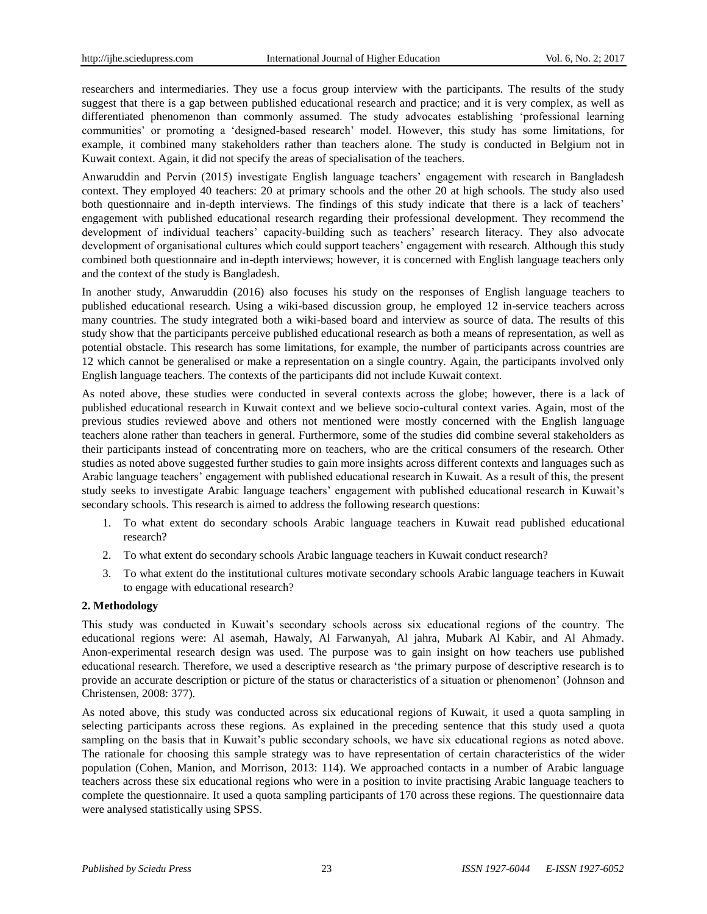researchers and intermediaries. They use a focus group interview with the participants. The results of the study suggest that there is a gap between published educational research and practice; and it is very complex, as well as differentiated phenomenon than commonly assumed. The study advocates establishing 'professional learning communities' or promoting a 'designed-based research' model. However, this study has some limitations, for example, it combined many stakeholders rather than teachers alone. The study is conducted in Belgium not in Kuwait context. Again, it did not specify the areas of specialisation of the teachers.

Anwaruddin and Pervin (2015) investigate English language teachers' engagement with research in Bangladesh context. They employed 40 teachers: 20 at primary schools and the other 20 at high schools. The study also used both questionnaire and in-depth interviews. The findings of this study indicate that there is a lack of teachers' engagement with published educational research regarding their professional development. They recommend the development of individual teachers' capacity-building such as teachers' research literacy. They also advocate development of organisational cultures which could support teachers' engagement with research. Although this study combined both questionnaire and in-depth interviews; however, it is concerned with English language teachers only and the context of the study is Bangladesh.

In another study, Anwaruddin (2016) also focuses his study on the responses of English language teachers to published educational research. Using a wiki-based discussion group, he employed 12 in-service teachers across many countries. The study integrated both a wiki-based board and interview as source of data. The results of this study show that the participants perceive published educational research as both a means of representation, as well as potential obstacle. This research has some limitations, for example, the number of participants across countries are 12 which cannot be generalised or make a representation on a single country. Again, the participants involved only English language teachers. The contexts of the participants did not include Kuwait context.

As noted above, these studies were conducted in several contexts across the globe; however, there is a lack of published educational research in Kuwait context and we believe socio-cultural context varies. Again, most of the previous studies reviewed above and others not mentioned were mostly concerned with the English language teachers alone rather than teachers in general. Furthermore, some of the studies did combine several stakeholders as their participants instead of concentrating more on teachers, who are the critical consumers of the research. Other studies as noted above suggested further studies to gain more insights across different contexts and languages such as Arabic language teachers' engagement with published educational research in Kuwait. As a result of this, the present study seeks to investigate Arabic language teachers' engagement with published educational research in Kuwait's secondary schools. This research is aimed to address the following research questions:

1. To what extent do secondary schools Arabic language teachers in Kuwait read published educational research?
2. To what extent do secondary schools Arabic language teachers in Kuwait conduct research?
3. To what extent do the institutional cultures motivate secondary schools Arabic language teachers in Kuwait to engage with educational research?

## 2. Methodology

This study was conducted in Kuwait's secondary schools across six educational regions of the country. The educational regions were: Al asemah, Hawaly, Al Farwanyah, Al jahra, Mubark Al Kabir, and Al Ahmady. Anon-experimental research design was used. The purpose was to gain insight on how teachers use published educational research. Therefore, we used a descriptive research as 'the primary purpose of descriptive research is to provide an accurate description or picture of the status or characteristics of a situation or phenomenon' (Johnson and Christensen, 2008: 377).

As noted above, this study was conducted across six educational regions of Kuwait, it used a quota sampling in selecting participants across these regions. As explained in the preceding sentence that this study used a quota sampling on the basis that in Kuwait's public secondary schools, we have six educational regions as noted above. The rationale for choosing this sample strategy was to have representation of certain characteristics of the wider population (Cohen, Manion, and Morrison, 2013: 114). We approached contacts in a number of Arabic language teachers across these six educational regions who were in a position to invite practising Arabic language teachers to complete the questionnaire. It used a quota sampling participants of 170 across these regions. The questionnaire data were analysed statistically using SPSS.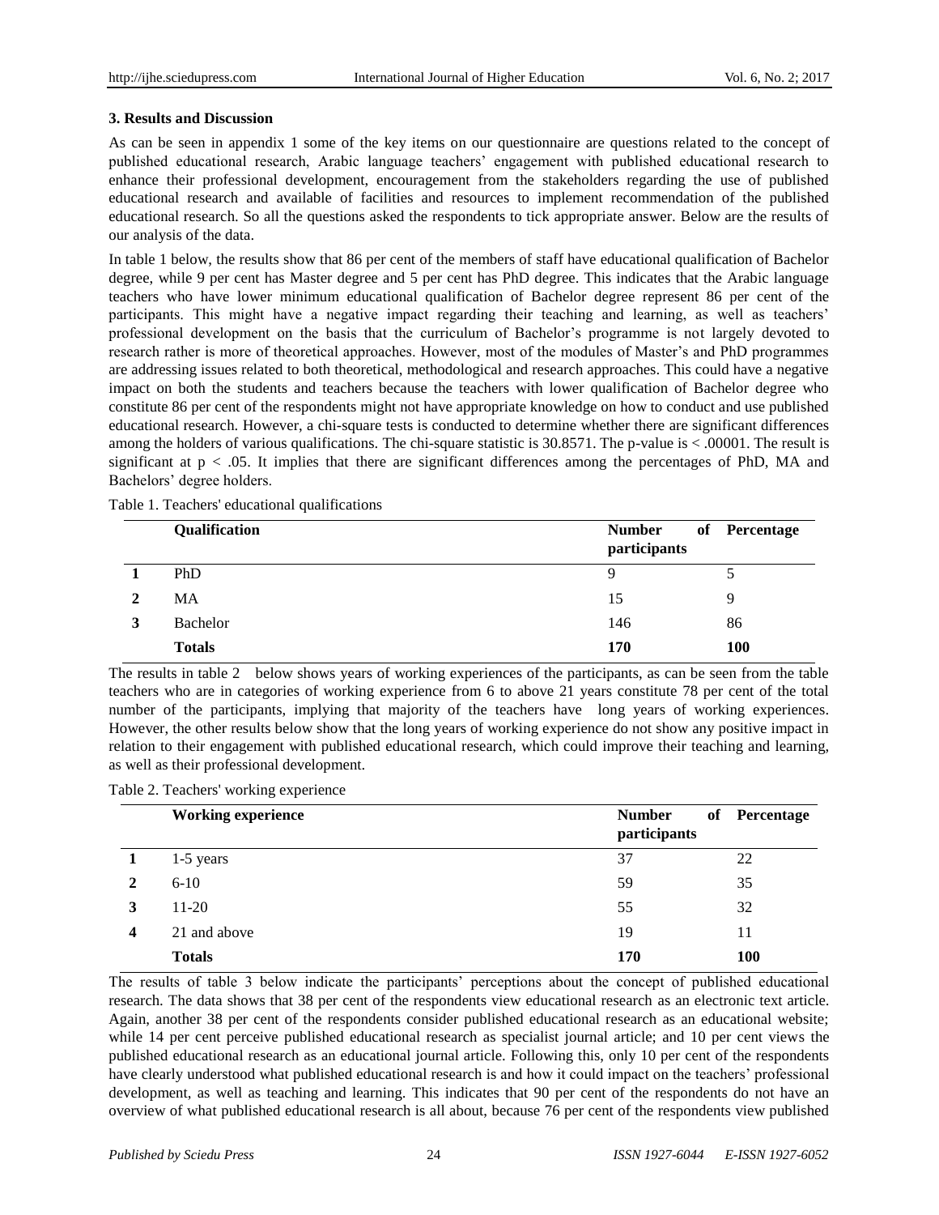### 3. Results and Discussion

As can be seen in appendix 1 some of the key items on our questionnaire are questions related to the concept of published educational research, Arabic language teachers' engagement with published educational research to enhance their professional development, encouragement from the stakeholders regarding the use of published educational research and available of facilities and resources to implement recommendation of the published educational research. So all the questions asked the respondents to tick appropriate answer. Below are the results of our analysis of the data.

In table 1 below, the results show that 86 per cent of the members of staff have educational qualification of Bachelor degree, while 9 per cent has Master degree and 5 per cent has PhD degree. This indicates that the Arabic language teachers who have lower minimum educational qualification of Bachelor degree represent 86 per cent of the participants. This might have a negative impact regarding their teaching and learning, as well as teachers' professional development on the basis that the curriculum of Bachelor's programme is not largely devoted to research rather is more of theoretical approaches. However, most of the modules of Master's and PhD programmes are addressing issues related to both theoretical, methodological and research approaches. This could have a negative impact on both the students and teachers because the teachers with lower qualification of Bachelor degree who constitute 86 per cent of the respondents might not have appropriate knowledge on how to conduct and use published educational research. However, a chi-square tests is conducted to determine whether there are significant differences among the holders of various qualifications. The chi-square statistic is 30.8571. The p-value is < .00001. The result is significant at $p < .05$. It implies that there are significant differences among the percentages of PhD, MA and Bachelors' degree holders.

Table 1. Teachers' educational qualifications

| | Qualification | Number of participants | Percentage |
|---|---|---|---|
| 1 | PhD | 9 | 5 |
| 2 | MA | 15 | 9 |
| 3 | Bachelor | 146 | 86 |
| | **Totals** | **170** | **100** |

The results in table 2 below shows years of working experiences of the participants, as can be seen from the table teachers who are in categories of working experience from 6 to above 21 years constitute 78 per cent of the total number of the participants, implying that majority of the teachers have long years of working experiences. However, the other results below show that the long years of working experience do not show any positive impact in relation to their engagement with published educational research, which could improve their teaching and learning, as well as their professional development.

Table 2. Teachers' working experience

| | Working experience | Number of participants | Percentage |
|---|---|---|---|
| 1 | 1-5 years | 37 | 22 |
| 2 | 6-10 | 59 | 35 |
| 3 | 11-20 | 55 | 32 |
| 4 | 21 and above | 19 | 11 |
| | **Totals** | **170** | **100** |

The results of table 3 below indicate the participants' perceptions about the concept of published educational research. The data shows that 38 per cent of the respondents view educational research as an electronic text article. Again, another 38 per cent of the respondents consider published educational research as an educational website; while 14 per cent perceive published educational research as specialist journal article; and 10 per cent views the published educational research as an educational journal article. Following this, only 10 per cent of the respondents have clearly understood what published educational research is and how it could impact on the teachers' professional development, as well as teaching and learning. This indicates that 90 per cent of the respondents do not have an overview of what published educational research is all about, because 76 per cent of the respondents view published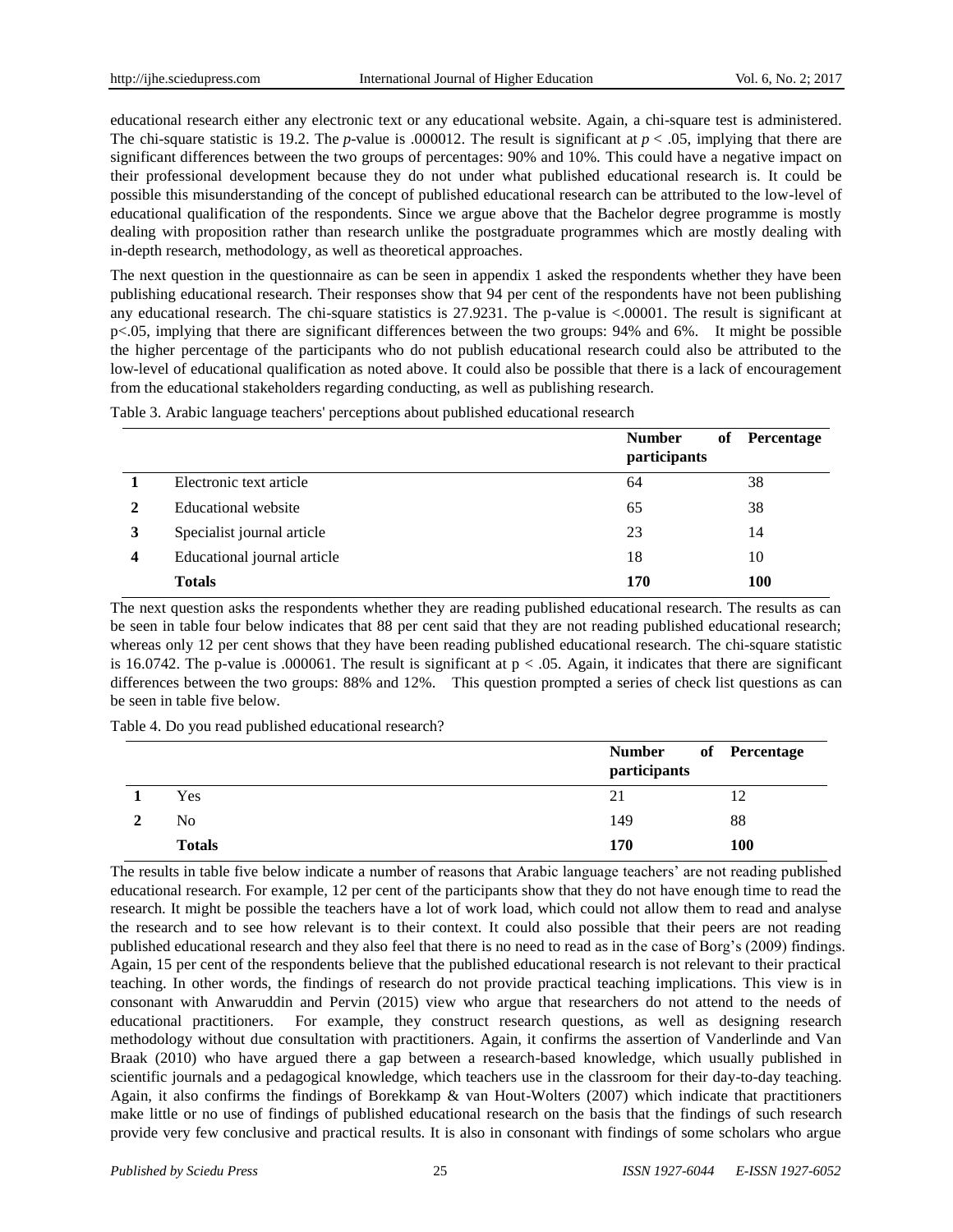educational research either any electronic text or any educational website. Again, a chi-square test is administered. The chi-square statistic is 19.2. The *p*-value is .000012. The result is significant at $p < .05$, implying that there are significant differences between the two groups of percentages: 90% and 10%. This could have a negative impact on their professional development because they do not under what published educational research is. It could be possible this misunderstanding of the concept of published educational research can be attributed to the low-level of educational qualification of the respondents. Since we argue above that the Bachelor degree programme is mostly dealing with proposition rather than research unlike the postgraduate programmes which are mostly dealing with in-depth research, methodology, as well as theoretical approaches.

The next question in the questionnaire as can be seen in appendix 1 asked the respondents whether they have been publishing educational research. Their responses show that 94 per cent of the respondents have not been publishing any educational research. The chi-square statistics is 27.9231. The p-value is <.00001. The result is significant at $p<.05$, implying that there are significant differences between the two groups: 94% and 6%. It might be possible the higher percentage of the participants who do not publish educational research could also be attributed to the low-level of educational qualification as noted above. It could also be possible that there is a lack of encouragement from the educational stakeholders regarding conducting, as well as publishing research.

Table 3. Arabic language teachers' perceptions about published educational research

| | | **Number of participants** | **Percentage** |
|---|---|---|---|
| **1** | Electronic text article | 64 | 38 |
| **2** | Educational website | 65 | 38 |
| **3** | Specialist journal article | 23 | 14 |
| **4** | Educational journal article | 18 | 10 |
| | **Totals** | **170** | **100** |

The next question asks the respondents whether they are reading published educational research. The results as can be seen in table four below indicates that 88 per cent said that they are not reading published educational research; whereas only 12 per cent shows that they have been reading published educational research. The chi-square statistic is 16.0742. The p-value is .000061. The result is significant at $p < .05$. Again, it indicates that there are significant differences between the two groups: 88% and 12%. This question prompted a series of check list questions as can be seen in table five below.

Table 4. Do you read published educational research?

| | | **Number of participants** | **Percentage** |
|---|---|---|---|
| **1** | Yes | 21 | 12 |
| **2** | No | 149 | 88 |
| | **Totals** | **170** | **100** |

The results in table five below indicate a number of reasons that Arabic language teachers' are not reading published educational research. For example, 12 per cent of the participants show that they do not have enough time to read the research. It might be possible the teachers have a lot of work load, which could not allow them to read and analyse the research and to see how relevant is to their context. It could also possible that their peers are not reading published educational research and they also feel that there is no need to read as in the case of Borg's (2009) findings. Again, 15 per cent of the respondents believe that the published educational research is not relevant to their practical teaching. In other words, the findings of research do not provide practical teaching implications. This view is in consonant with Anwaruddin and Pervin (2015) view who argue that researchers do not attend to the needs of educational practitioners. For example, they construct research questions, as well as designing research methodology without due consultation with practitioners. Again, it confirms the assertion of Vanderlinde and Van Braak (2010) who have argued there a gap between a research-based knowledge, which usually published in scientific journals and a pedagogical knowledge, which teachers use in the classroom for their day-to-day teaching. Again, it also confirms the findings of Borekkamp & van Hout-Wolters (2007) which indicate that practitioners make little or no use of findings of published educational research on the basis that the findings of such research provide very few conclusive and practical results. It is also in consonant with findings of some scholars who argue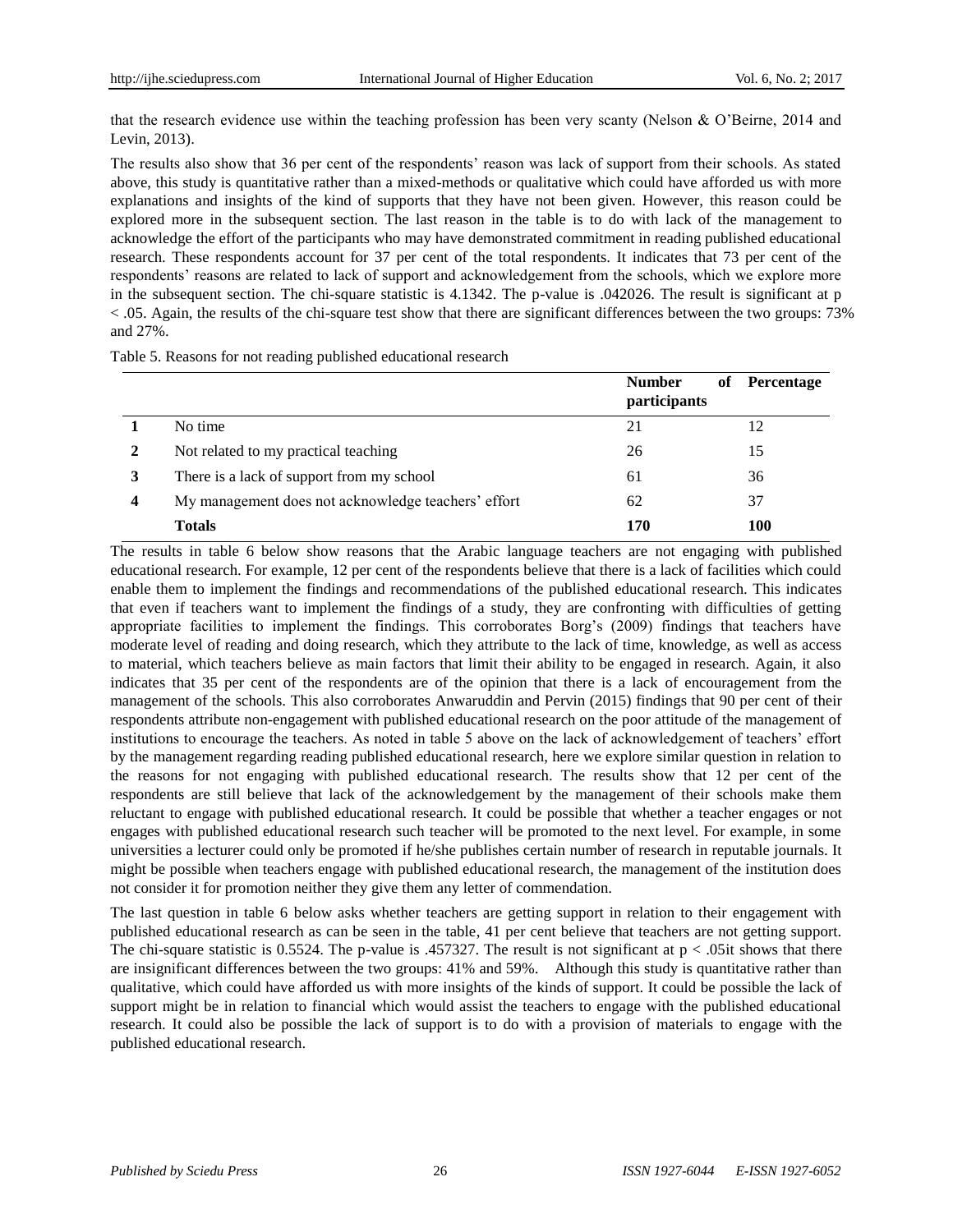that the research evidence use within the teaching profession has been very scanty (Nelson & O'Beirne, 2014 and Levin, 2013).

The results also show that 36 per cent of the respondents' reason was lack of support from their schools. As stated above, this study is quantitative rather than a mixed-methods or qualitative which could have afforded us with more explanations and insights of the kind of supports that they have not been given. However, this reason could be explored more in the subsequent section. The last reason in the table is to do with lack of the management to acknowledge the effort of the participants who may have demonstrated commitment in reading published educational research. These respondents account for 37 per cent of the total respondents. It indicates that 73 per cent of the respondents' reasons are related to lack of support and acknowledgement from the schools, which we explore more in the subsequent section. The chi-square statistic is 4.1342. The p-value is .042026. The result is significant at $p < .05$. Again, the results of the chi-square test show that there are significant differences between the two groups: 73% and 27%.

Table 5. Reasons for not reading published educational research

| | | Number of participants | Percentage |
|---|---|---|---|
| **1** | No time | 21 | 12 |
| **2** | Not related to my practical teaching | 26 | 15 |
| **3** | There is a lack of support from my school | 61 | 36 |
| **4** | My management does not acknowledge teachers' effort | 62 | 37 |
| | **Totals** | **170** | **100** |

The results in table 6 below show reasons that the Arabic language teachers are not engaging with published educational research. For example, 12 per cent of the respondents believe that there is a lack of facilities which could enable them to implement the findings and recommendations of the published educational research. This indicates that even if teachers want to implement the findings of a study, they are confronting with difficulties of getting appropriate facilities to implement the findings. This corroborates Borg's (2009) findings that teachers have moderate level of reading and doing research, which they attribute to the lack of time, knowledge, as well as access to material, which teachers believe as main factors that limit their ability to be engaged in research. Again, it also indicates that 35 per cent of the respondents are of the opinion that there is a lack of encouragement from the management of the schools. This also corroborates Anwaruddin and Pervin (2015) findings that 90 per cent of their respondents attribute non-engagement with published educational research on the poor attitude of the management of institutions to encourage the teachers. As noted in table 5 above on the lack of acknowledgement of teachers' effort by the management regarding reading published educational research, here we explore similar question in relation to the reasons for not engaging with published educational research. The results show that 12 per cent of the respondents are still believe that lack of the acknowledgement by the management of their schools make them reluctant to engage with published educational research. It could be possible that whether a teacher engages or not engages with published educational research such teacher will be promoted to the next level. For example, in some universities a lecturer could only be promoted if he/she publishes certain number of research in reputable journals. It might be possible when teachers engage with published educational research, the management of the institution does not consider it for promotion neither they give them any letter of commendation.

The last question in table 6 below asks whether teachers are getting support in relation to their engagement with published educational research as can be seen in the table, 41 per cent believe that teachers are not getting support. The chi-square statistic is 0.5524. The p-value is .457327. The result is not significant at $p < .05$it shows that there are insignificant differences between the two groups: 41% and 59%. Although this study is quantitative rather than qualitative, which could have afforded us with more insights of the kinds of support. It could be possible the lack of support might be in relation to financial which would assist the teachers to engage with the published educational research. It could also be possible the lack of support is to do with a provision of materials to engage with the published educational research.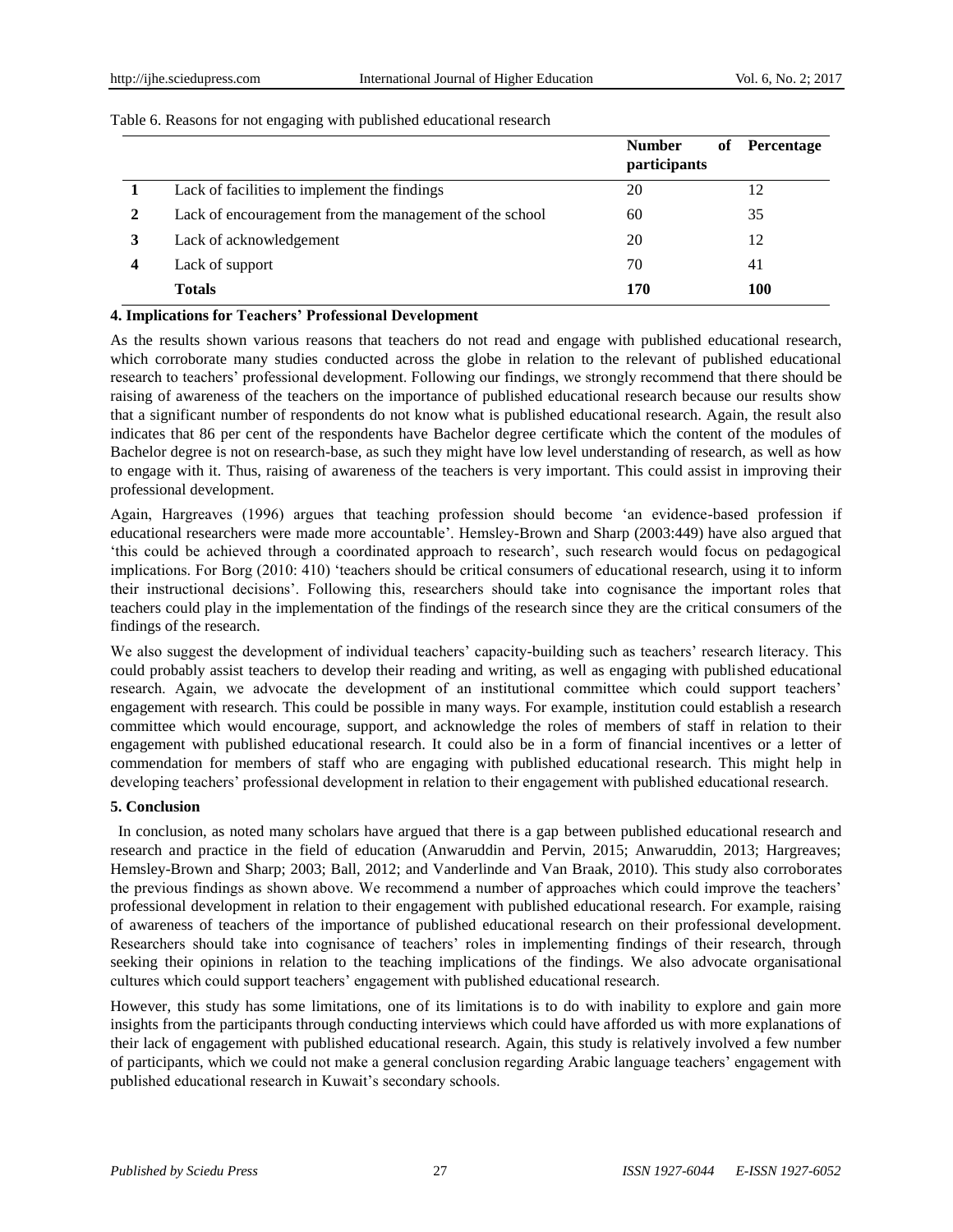Table 6. Reasons for not engaging with published educational research

| | | Number of participants | Percentage |
|---|---|---|---|
| **1** | Lack of facilities to implement the findings | 20 | 12 |
| **2** | Lack of encouragement from the management of the school | 60 | 35 |
| **3** | Lack of acknowledgement | 20 | 12 |
| **4** | Lack of support | 70 | 41 |
| | **Totals** | **170** | **100** |

## 4. Implications for Teachers' Professional Development

As the results shown various reasons that teachers do not read and engage with published educational research, which corroborate many studies conducted across the globe in relation to the relevant of published educational research to teachers' professional development. Following our findings, we strongly recommend that there should be raising of awareness of the teachers on the importance of published educational research because our results show that a significant number of respondents do not know what is published educational research. Again, the result also indicates that 86 per cent of the respondents have Bachelor degree certificate which the content of the modules of Bachelor degree is not on research-base, as such they might have low level understanding of research, as well as how to engage with it. Thus, raising of awareness of the teachers is very important. This could assist in improving their professional development.

Again, Hargreaves (1996) argues that teaching profession should become 'an evidence-based profession if educational researchers were made more accountable'. Hemsley-Brown and Sharp (2003:449) have also argued that 'this could be achieved through a coordinated approach to research', such research would focus on pedagogical implications. For Borg (2010: 410) 'teachers should be critical consumers of educational research, using it to inform their instructional decisions'. Following this, researchers should take into cognisance the important roles that teachers could play in the implementation of the findings of the research since they are the critical consumers of the findings of the research.

We also suggest the development of individual teachers' capacity-building such as teachers' research literacy. This could probably assist teachers to develop their reading and writing, as well as engaging with published educational research. Again, we advocate the development of an institutional committee which could support teachers' engagement with research. This could be possible in many ways. For example, institution could establish a research committee which would encourage, support, and acknowledge the roles of members of staff in relation to their engagement with published educational research. It could also be in a form of financial incentives or a letter of commendation for members of staff who are engaging with published educational research. This might help in developing teachers' professional development in relation to their engagement with published educational research.

## 5. Conclusion

In conclusion, as noted many scholars have argued that there is a gap between published educational research and research and practice in the field of education (Anwaruddin and Pervin, 2015; Anwaruddin, 2013; Hargreaves; Hemsley-Brown and Sharp; 2003; Ball, 2012; and Vanderlinde and Van Braak, 2010). This study also corroborates the previous findings as shown above. We recommend a number of approaches which could improve the teachers' professional development in relation to their engagement with published educational research. For example, raising of awareness of teachers of the importance of published educational research on their professional development. Researchers should take into cognisance of teachers' roles in implementing findings of their research, through seeking their opinions in relation to the teaching implications of the findings. We also advocate organisational cultures which could support teachers' engagement with published educational research.

However, this study has some limitations, one of its limitations is to do with inability to explore and gain more insights from the participants through conducting interviews which could have afforded us with more explanations of their lack of engagement with published educational research. Again, this study is relatively involved a few number of participants, which we could not make a general conclusion regarding Arabic language teachers' engagement with published educational research in Kuwait's secondary schools.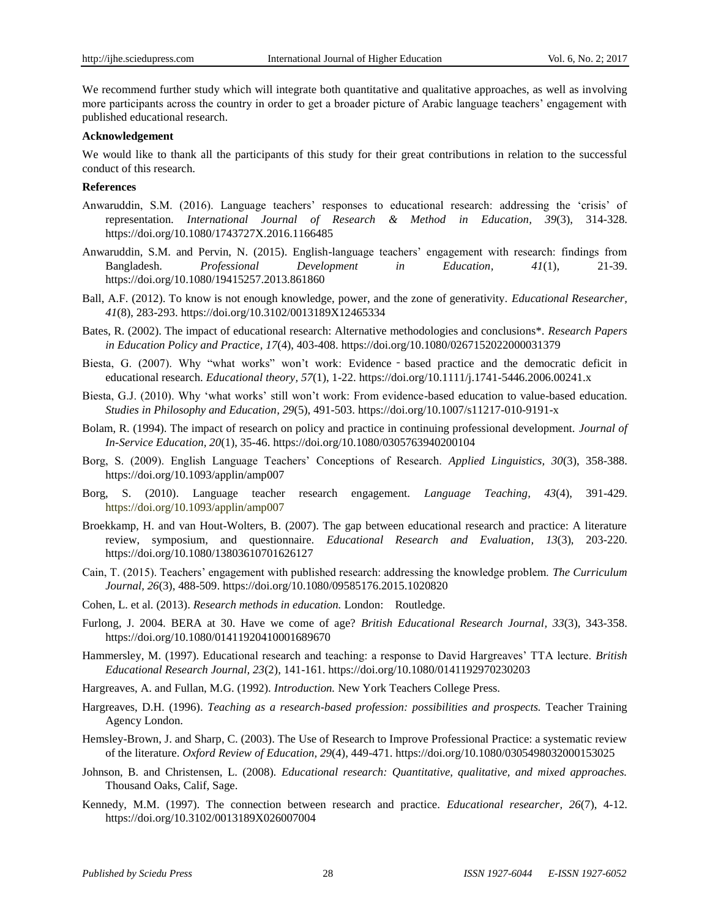We recommend further study which will integrate both quantitative and qualitative approaches, as well as involving more participants across the country in order to get a broader picture of Arabic language teachers' engagement with published educational research.

**Acknowledgement**

We would like to thank all the participants of this study for their great contributions in relation to the successful conduct of this research.

**References**

Anwaruddin, S.M. (2016). Language teachers' responses to educational research: addressing the 'crisis' of representation. *International Journal of Research & Method in Education, 39*(3), 314-328. https://doi.org/10.1080/1743727X.2016.1166485

Anwaruddin, S.M. and Pervin, N. (2015). English-language teachers' engagement with research: findings from Bangladesh. *Professional Development in Education, 41*(1), 21-39. https://doi.org/10.1080/19415257.2013.861860

Ball, A.F. (2012). To know is not enough knowledge, power, and the zone of generativity. *Educational Researcher, 41*(8), 283-293. https://doi.org/10.3102/0013189X12465334

Bates, R. (2002). The impact of educational research: Alternative methodologies and conclusions*. *Research Papers in Education Policy and Practice, 17*(4), 403-408. https://doi.org/10.1080/0267152022000031379

Biesta, G. (2007). Why "what works" won't work: Evidence‐based practice and the democratic deficit in educational research. *Educational theory, 57*(1), 1-22. https://doi.org/10.1111/j.1741-5446.2006.00241.x

Biesta, G.J. (2010). Why 'what works' still won't work: From evidence-based education to value-based education. *Studies in Philosophy and Education, 29*(5), 491-503. https://doi.org/10.1007/s11217-010-9191-x

Bolam, R. (1994). The impact of research on policy and practice in continuing professional development. *Journal of In-Service Education, 20*(1), 35-46. https://doi.org/10.1080/0305763940200104

Borg, S. (2009). English Language Teachers' Conceptions of Research. *Applied Linguistics, 30*(3), 358-388. https://doi.org/10.1093/applin/amp007

Borg, S. (2010). Language teacher research engagement. *Language Teaching, 43*(4), 391-429. https://doi.org/10.1093/applin/amp007

Broekkamp, H. and van Hout-Wolters, B. (2007). The gap between educational research and practice: A literature review, symposium, and questionnaire. *Educational Research and Evaluation, 13*(3), 203-220. https://doi.org/10.1080/13803610701626127

Cain, T. (2015). Teachers' engagement with published research: addressing the knowledge problem. *The Curriculum Journal, 26*(3), 488-509. https://doi.org/10.1080/09585176.2015.1020820

Cohen, L. et al. (2013). *Research methods in education.* London: Routledge.

Furlong, J. 2004. BERA at 30. Have we come of age? *British Educational Research Journal, 33*(3), 343-358. https://doi.org/10.1080/01411920410001689670

Hammersley, M. (1997). Educational research and teaching: a response to David Hargreaves' TTA lecture. *British Educational Research Journal, 23*(2), 141-161. https://doi.org/10.1080/0141192970230203

Hargreaves, A. and Fullan, M.G. (1992). *Introduction.* New York Teachers College Press.

Hargreaves, D.H. (1996). *Teaching as a research-based profession: possibilities and prospects.* Teacher Training Agency London.

Hemsley-Brown, J. and Sharp, C. (2003). The Use of Research to Improve Professional Practice: a systematic review of the literature. *Oxford Review of Education, 29*(4), 449-471. https://doi.org/10.1080/0305498032000153025

Johnson, B. and Christensen, L. (2008). *Educational research: Quantitative, qualitative, and mixed approaches.* Thousand Oaks, Calif, Sage.

Kennedy, M.M. (1997). The connection between research and practice. *Educational researcher, 26*(7), 4-12. https://doi.org/10.3102/0013189X026007004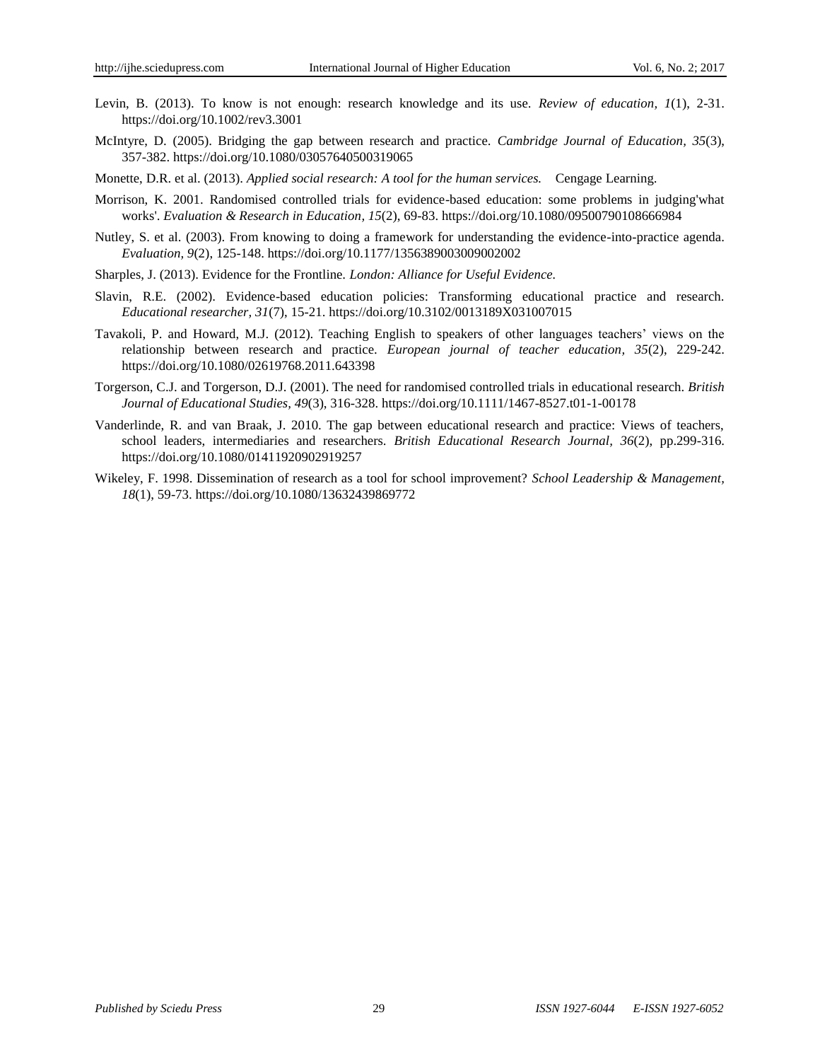Levin, B. (2013). To know is not enough: research knowledge and its use. *Review of education, 1*(1), 2-31. https://doi.org/10.1002/rev3.3001

McIntyre, D. (2005). Bridging the gap between research and practice. *Cambridge Journal of Education, 35*(3), 357-382. https://doi.org/10.1080/03057640500319065

Monette, D.R. et al. (2013). *Applied social research: A tool for the human services.* Cengage Learning.

Morrison, K. 2001. Randomised controlled trials for evidence-based education: some problems in judging'what works'. *Evaluation & Research in Education, 15*(2), 69-83. https://doi.org/10.1080/09500790108666984

Nutley, S. et al. (2003). From knowing to doing a framework for understanding the evidence-into-practice agenda. *Evaluation, 9*(2), 125-148. https://doi.org/10.1177/1356389003009002002

Sharples, J. (2013). Evidence for the Frontline. *London: Alliance for Useful Evidence.*

Slavin, R.E. (2002). Evidence-based education policies: Transforming educational practice and research. *Educational researcher, 31*(7), 15-21. https://doi.org/10.3102/0013189X031007015

Tavakoli, P. and Howard, M.J. (2012). Teaching English to speakers of other languages teachers' views on the relationship between research and practice. *European journal of teacher education, 35*(2), 229-242. https://doi.org/10.1080/02619768.2011.643398

Torgerson, C.J. and Torgerson, D.J. (2001). The need for randomised controlled trials in educational research. *British Journal of Educational Studies, 49*(3), 316-328. https://doi.org/10.1111/1467-8527.t01-1-00178

Vanderlinde, R. and van Braak, J. 2010. The gap between educational research and practice: Views of teachers, school leaders, intermediaries and researchers. *British Educational Research Journal, 36*(2), pp.299-316. https://doi.org/10.1080/01411920902919257

Wikeley, F. 1998. Dissemination of research as a tool for school improvement? *School Leadership & Management, 18*(1), 59-73. https://doi.org/10.1080/13632439869772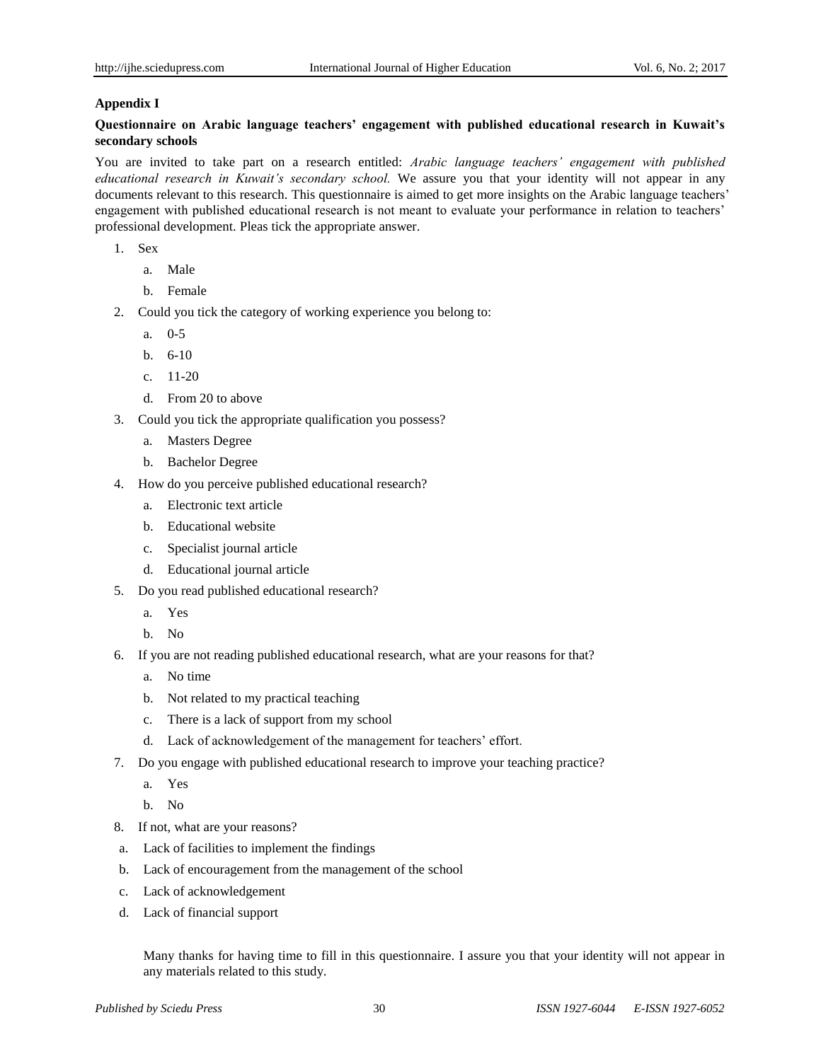**Appendix I**

**Questionnaire on Arabic language teachers' engagement with published educational research in Kuwait's secondary schools**

You are invited to take part on a research entitled: *Arabic language teachers' engagement with published educational research in Kuwait's secondary school.* We assure you that your identity will not appear in any documents relevant to this research. This questionnaire is aimed to get more insights on the Arabic language teachers' engagement with published educational research is not meant to evaluate your performance in relation to teachers' professional development. Pleas tick the appropriate answer.

1. Sex
   a. Male
   b. Female
2. Could you tick the category of working experience you belong to:
   a. 0-5
   b. 6-10
   c. 11-20
   d. From 20 to above
3. Could you tick the appropriate qualification you possess?
   a. Masters Degree
   b. Bachelor Degree
4. How do you perceive published educational research?
   a. Electronic text article
   b. Educational website
   c. Specialist journal article
   d. Educational journal article
5. Do you read published educational research?
   a. Yes
   b. No
6. If you are not reading published educational research, what are your reasons for that?
   a. No time
   b. Not related to my practical teaching
   c. There is a lack of support from my school
   d. Lack of acknowledgement of the management for teachers' effort.
7. Do you engage with published educational research to improve your teaching practice?
   a. Yes
   b. No
8. If not, what are your reasons?

a. Lack of facilities to implement the findings
b. Lack of encouragement from the management of the school
c. Lack of acknowledgement
d. Lack of financial support

Many thanks for having time to fill in this questionnaire. I assure you that your identity will not appear in any materials related to this study.